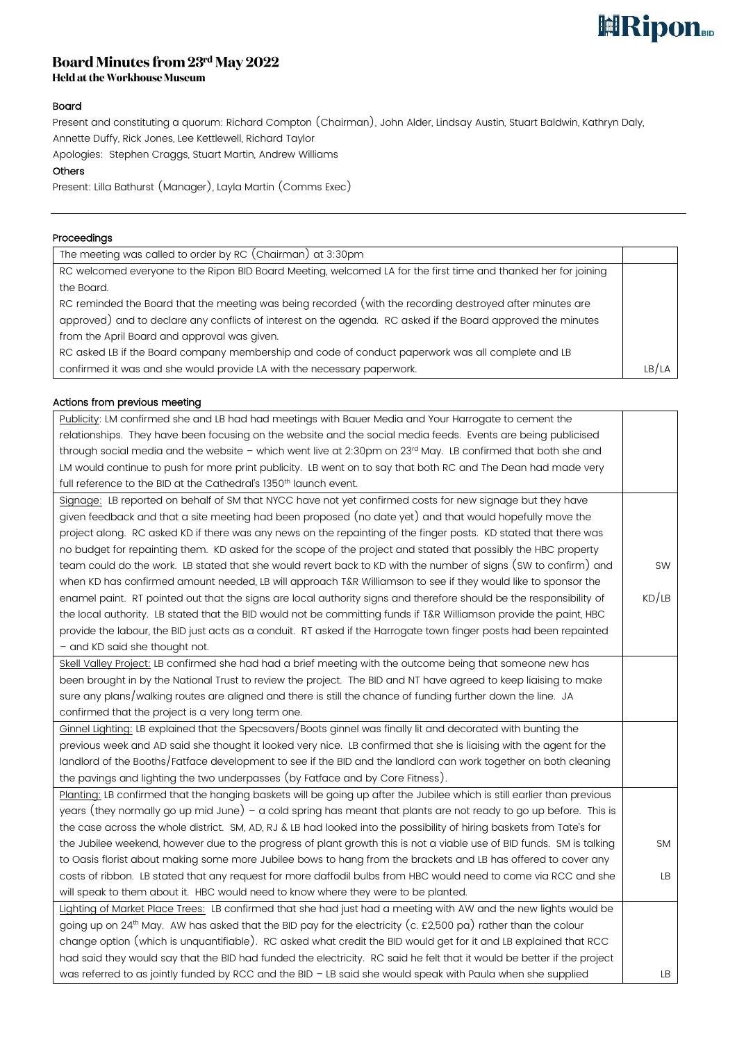# Board Minutes from 23rd May 2022

**Held at the Workhouse Museum**

### Board

Present and constituting a quorum: Richard Compton (Chairman), John Alder, Lindsay Austin, Stuart Baldwin, Kathryn Daly, Annette Duffy, Rick Jones, Lee Kettlewell, Richard Taylor

Apologies: Stephen Craggs, Stuart Martin, Andrew Williams

### Others

Present: Lilla Bathurst (Manager), Layla Martin (Comms Exec)

---

### Proceedings

| | |
|---|---|
| The meeting was called to order by RC (Chairman) at 3:30pm | |
| RC welcomed everyone to the Ripon BID Board Meeting, welcomed LA for the first time and thanked her for joining the Board.<br>RC reminded the Board that the meeting was being recorded (with the recording destroyed after minutes are approved) and to declare any conflicts of interest on the agenda. RC asked if the Board approved the minutes from the April Board and approval was given.<br>RC asked LB if the Board company membership and code of conduct paperwork was all complete and LB confirmed it was and she would provide LA with the necessary paperwork. | LB/LA |

### Actions from previous meeting

| | |
|---|---|
| Publicity: LM confirmed she and LB had had meetings with Bauer Media and Your Harrogate to cement the relationships. They have been focusing on the website and the social media feeds. Events are being publicised through social media and the website – which went live at 2:30pm on 23rd May. LB confirmed that both she and LM would continue to push for more print publicity. LB went on to say that both RC and The Dean had made very full reference to the BID at the Cathedral's 1350th launch event. | |
| Signage: LB reported on behalf of SM that NYCC have not yet confirmed costs for new signage but they have given feedback and that a site meeting had been proposed (no date yet) and that would hopefully move the project along. RC asked KD if there was any news on the repainting of the finger posts. KD stated that there was no budget for repainting them. KD asked for the scope of the project and stated that possibly the HBC property team could do the work. LB stated that she would revert back to KD with the number of signs (SW to confirm) and when KD has confirmed amount needed, LB will approach T&R Williamson to see if they would like to sponsor the enamel paint. RT pointed out that the signs are local authority signs and therefore should be the responsibility of the local authority. LB stated that the BID would not be committing funds if T&R Williamson provide the paint, HBC provide the labour, the BID just acts as a conduit. RT asked if the Harrogate town finger posts had been repainted – and KD said she thought not. | SW<br><br>KD/LB |
| Skell Valley Project: LB confirmed she had had a brief meeting with the outcome being that someone new has been brought in by the National Trust to review the project. The BID and NT have agreed to keep liaising to make sure any plans/walking routes are aligned and there is still the chance of funding further down the line. JA confirmed that the project is a very long term one. | |
| Ginnel Lighting: LB explained that the Specsavers/Boots ginnel was finally lit and decorated with bunting the previous week and AD said she thought it looked very nice. LB confirmed that she is liaising with the agent for the landlord of the Booths/Fatface development to see if the BID and the landlord can work together on both cleaning the pavings and lighting the two underpasses (by Fatface and by Core Fitness). | |
| Planting: LB confirmed that the hanging baskets will be going up after the Jubilee which is still earlier than previous years (they normally go up mid June) – a cold spring has meant that plants are not ready to go up before. This is the case across the whole district. SM, AD, RJ & LB had looked into the possibility of hiring baskets from Tate's for the Jubilee weekend, however due to the progress of plant growth this is not a viable use of BID funds. SM is talking to Oasis florist about making some more Jubilee bows to hang from the brackets and LB has offered to cover any costs of ribbon. LB stated that any request for more daffodil bulbs from HBC would need to come via RCC and she will speak to them about it. HBC would need to know where they were to be planted. | SM<br><br>LB |
| Lighting of Market Place Trees: LB confirmed that she had just had a meeting with AW and the new lights would be going up on 24th May. AW has asked that the BID pay for the electricity (c. £2,500 pa) rather than the colour change option (which is unquantifiable). RC asked what credit the BID would get for it and LB explained that RCC had said they would say that the BID had funded the electricity. RC said he felt that it would be better if the project was referred to as jointly funded by RCC and the BID – LB said she would speak with Paula when she supplied | LB |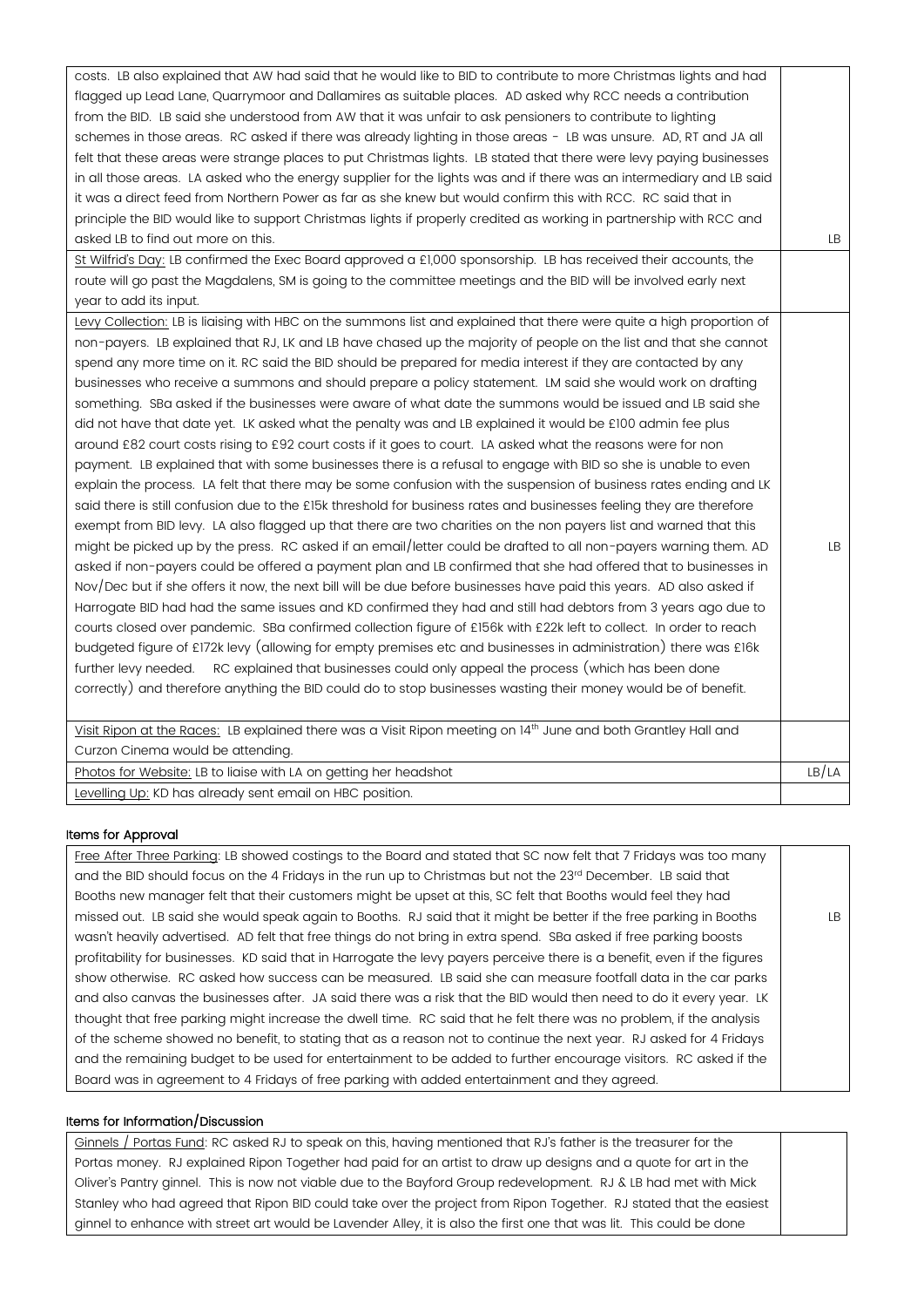| | |
|---|---|
| costs. LB also explained that AW had said that he would like to BID to contribute to more Christmas lights and had flagged up Lead Lane, Quarrymoor and Dallamires as suitable places. AD asked why RCC needs a contribution from the BID. LB said she understood from AW that it was unfair to ask pensioners to contribute to lighting schemes in those areas. RC asked if there was already lighting in those areas - LB was unsure. AD, RT and JA all felt that these areas were strange places to put Christmas lights. LB stated that there were levy paying businesses in all those areas. LA asked who the energy supplier for the lights was and if there was an intermediary and LB said it was a direct feed from Northern Power as far as she knew but would confirm this with RCC. RC said that in principle the BID would like to support Christmas lights if properly credited as working in partnership with RCC and asked LB to find out more on this. | LB |
| St Wilfrid's Day: LB confirmed the Exec Board approved a £1,000 sponsorship. LB has received their accounts, the route will go past the Magdalens, SM is going to the committee meetings and the BID will be involved early next year to add its input. | |
| Levy Collection: LB is liaising with HBC on the summons list and explained that there were quite a high proportion of non-payers. LB explained that RJ, LK and LB have chased up the majority of people on the list and that she cannot spend any more time on it. RC said the BID should be prepared for media interest if they are contacted by any businesses who receive a summons and should prepare a policy statement. LM said she would work on drafting something. SBa asked if the businesses were aware of what date the summons would be issued and LB said she did not have that date yet. LK asked what the penalty was and LB explained it would be £100 admin fee plus around £82 court costs rising to £92 court costs if it goes to court. LA asked what the reasons were for non payment. LB explained that with some businesses there is a refusal to engage with BID so she is unable to even explain the process. LA felt that there may be some confusion with the suspension of business rates ending and LK said there is still confusion due to the £15k threshold for business rates and businesses feeling they are therefore exempt from BID levy. LA also flagged up that there are two charities on the non payers list and warned that this might be picked up by the press. RC asked if an email/letter could be drafted to all non-payers warning them. AD asked if non-payers could be offered a payment plan and LB confirmed that she had offered that to businesses in Nov/Dec but if she offers it now, the next bill will be due before businesses have paid this years. AD also asked if Harrogate BID had had the same issues and KD confirmed they had and still had debtors from 3 years ago due to courts closed over pandemic. SBa confirmed collection figure of £156k with £22k left to collect. In order to reach budgeted figure of £172k levy (allowing for empty premises etc and businesses in administration) there was £16k further levy needed. RC explained that businesses could only appeal the process (which has been done correctly) and therefore anything the BID could do to stop businesses wasting their money would be of benefit. | LB |
| Visit Ripon at the Races: LB explained there was a Visit Ripon meeting on 14th June and both Grantley Hall and Curzon Cinema would be attending. | |
| Photos for Website: LB to liaise with LA on getting her headshot | LB/LA |
| Levelling Up: KD has already sent email on HBC position. | |

### Items for Approval

| | |
|---|---|
| Free After Three Parking: LB showed costings to the Board and stated that SC now felt that 7 Fridays was too many and the BID should focus on the 4 Fridays in the run up to Christmas but not the 23rd December. LB said that Booths new manager felt that their customers might be upset at this, SC felt that Booths would feel they had missed out. LB said she would speak again to Booths. RJ said that it might be better if the free parking in Booths wasn't heavily advertised. AD felt that free things do not bring in extra spend. SBa asked if free parking boosts profitability for businesses. KD said that in Harrogate the levy payers perceive there is a benefit, even if the figures show otherwise. RC asked how success can be measured. LB said she can measure footfall data in the car parks and also canvas the businesses after. JA said there was a risk that the BID would then need to do it every year. LK thought that free parking might increase the dwell time. RC said that he felt there was no problem, if the analysis of the scheme showed no benefit, to stating that as a reason not to continue the next year. RJ asked for 4 Fridays and the remaining budget to be used for entertainment to be added to further encourage visitors. RC asked if the Board was in agreement to 4 Fridays of free parking with added entertainment and they agreed. | LB |

### Items for Information/Discussion

| | |
|---|---|
| Ginnels / Portas Fund: RC asked RJ to speak on this, having mentioned that RJ's father is the treasurer for the Portas money. RJ explained Ripon Together had paid for an artist to draw up designs and a quote for art in the Oliver's Pantry ginnel. This is now not viable due to the Bayford Group redevelopment. RJ & LB had met with Mick Stanley who had agreed that Ripon BID could take over the project from Ripon Together. RJ stated that the easiest ginnel to enhance with street art would be Lavender Alley, it is also the first one that was lit. This could be done | |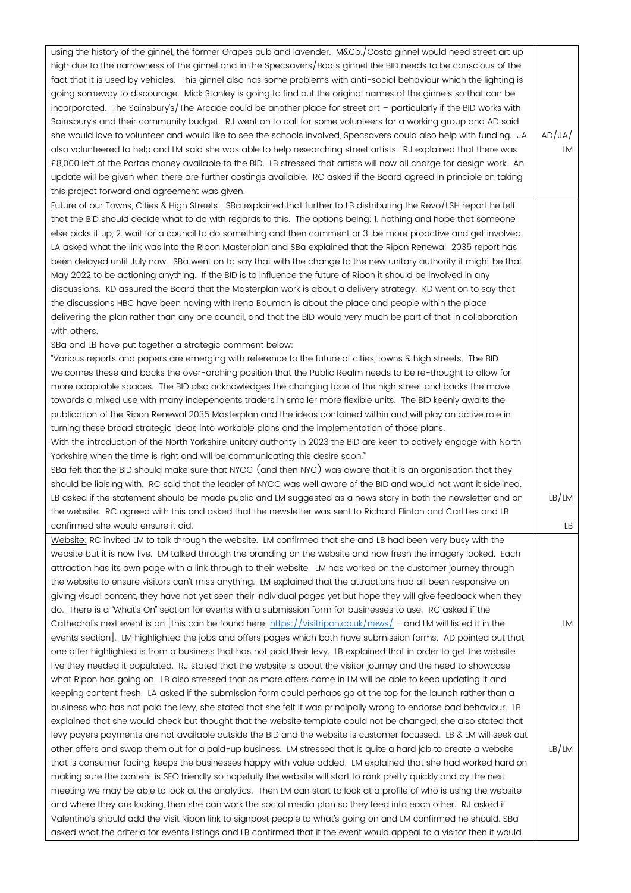| | |
|---|---|
| using the history of the ginnel, the former Grapes pub and lavender. M&Co./Costa ginnel would need street art up high due to the narrowness of the ginnel and in the Specsavers/Boots ginnel the BID needs to be conscious of the fact that it is used by vehicles. This ginnel also has some problems with anti-social behaviour which the lighting is going someway to discourage. Mick Stanley is going to find out the original names of the ginnels so that can be incorporated. The Sainsbury's/The Arcade could be another place for street art – particularly if the BID works with Sainsbury's and their community budget. RJ went on to call for some volunteers for a working group and AD said she would love to volunteer and would like to see the schools involved, Specsavers could also help with funding. JA also volunteered to help and LM said she was able to help researching street artists. RJ explained that there was £8,000 left of the Portas money available to the BID. LB stressed that artists will now all charge for design work. An update will be given when there are further costings available. RC asked if the Board agreed in principle on taking this project forward and agreement was given. | AD/JA/ LM |
| <u>Future of our Towns, Cities & High Streets:</u> SBa explained that further to LB distributing the Revo/LSH report he felt that the BID should decide what to do with regards to this. The options being: 1. nothing and hope that someone else picks it up, 2. wait for a council to do something and then comment or 3. be more proactive and get involved. LA asked what the link was into the Ripon Masterplan and SBa explained that the Ripon Renewal 2035 report has been delayed until July now. SBa went on to say that with the change to the new unitary authority it might be that May 2022 to be actioning anything. If the BID is to influence the future of Ripon it should be involved in any discussions. KD assured the Board that the Masterplan work is about a delivery strategy. KD went on to say that the discussions HBC have been having with Irena Bauman is about the place and people within the place delivering the plan rather than any one council, and that the BID would very much be part of that in collaboration with others.<br>SBa and LB have put together a strategic comment below:<br>"Various reports and papers are emerging with reference to the future of cities, towns & high streets. The BID welcomes these and backs the over-arching position that the Public Realm needs to be re-thought to allow for more adaptable spaces. The BID also acknowledges the changing face of the high street and backs the move towards a mixed use with many independents traders in smaller more flexible units. The BID keenly awaits the publication of the Ripon Renewal 2035 Masterplan and the ideas contained within and will play an active role in turning these broad strategic ideas into workable plans and the implementation of those plans.<br>With the introduction of the North Yorkshire unitary authority in 2023 the BID are keen to actively engage with North Yorkshire when the time is right and will be communicating this desire soon."<br>SBa felt that the BID should make sure that NYCC (and then NYC) was aware that it is an organisation that they should be liaising with. RC said that the leader of NYCC was well aware of the BID and would not want it sidelined. LB asked if the statement should be made public and LM suggested as a news story in both the newsletter and on the website. RC agreed with this and asked that the newsletter was sent to Richard Flinton and Carl Les and LB confirmed she would ensure it did. | LB/LM<br><br>LB |
| <u>Website:</u> RC invited LM to talk through the website. LM confirmed that she and LB had been very busy with the website but it is now live. LM talked through the branding on the website and how fresh the imagery looked. Each attraction has its own page with a link through to their website. LM has worked on the customer journey through the website to ensure visitors can't miss anything. LM explained that the attractions had all been responsive on giving visual content, they have not yet seen their individual pages yet but hope they will give feedback when they do. There is a "What's On" section for events with a submission form for businesses to use. RC asked if the Cathedral's next event is on [this can be found here: https://visitripon.co.uk/news/ - and LM will listed it in the events section]. LM highlighted the jobs and offers pages which both have submission forms. AD pointed out that one offer highlighted is from a business that has not paid their levy. LB explained that in order to get the website live they needed it populated. RJ stated that the website is about the visitor journey and the need to showcase what Ripon has going on. LB also stressed that as more offers come in LM will be able to keep updating it and keeping content fresh. LA asked if the submission form could perhaps go at the top for the launch rather than a business who has not paid the levy, she stated that she felt it was principally wrong to endorse bad behaviour. LB explained that she would check but thought that the website template could not be changed, she also stated that levy payers payments are not available outside the BID and the website is customer focussed. LB & LM will seek out other offers and swap them out for a paid-up business. LM stressed that is quite a hard job to create a website that is consumer facing, keeps the businesses happy with value added. LM explained that she had worked hard on making sure the content is SEO friendly so hopefully the website will start to rank pretty quickly and by the next meeting we may be able to look at the analytics. Then LM can start to look at a profile of who is using the website and where they are looking, then she can work the social media plan so they feed into each other. RJ asked if Valentino's should add the Visit Ripon link to signpost people to what's going on and LM confirmed he should. SBa asked what the criteria for events listings and LB confirmed that if the event would appeal to a visitor then it would | LM<br><br>LB/LM |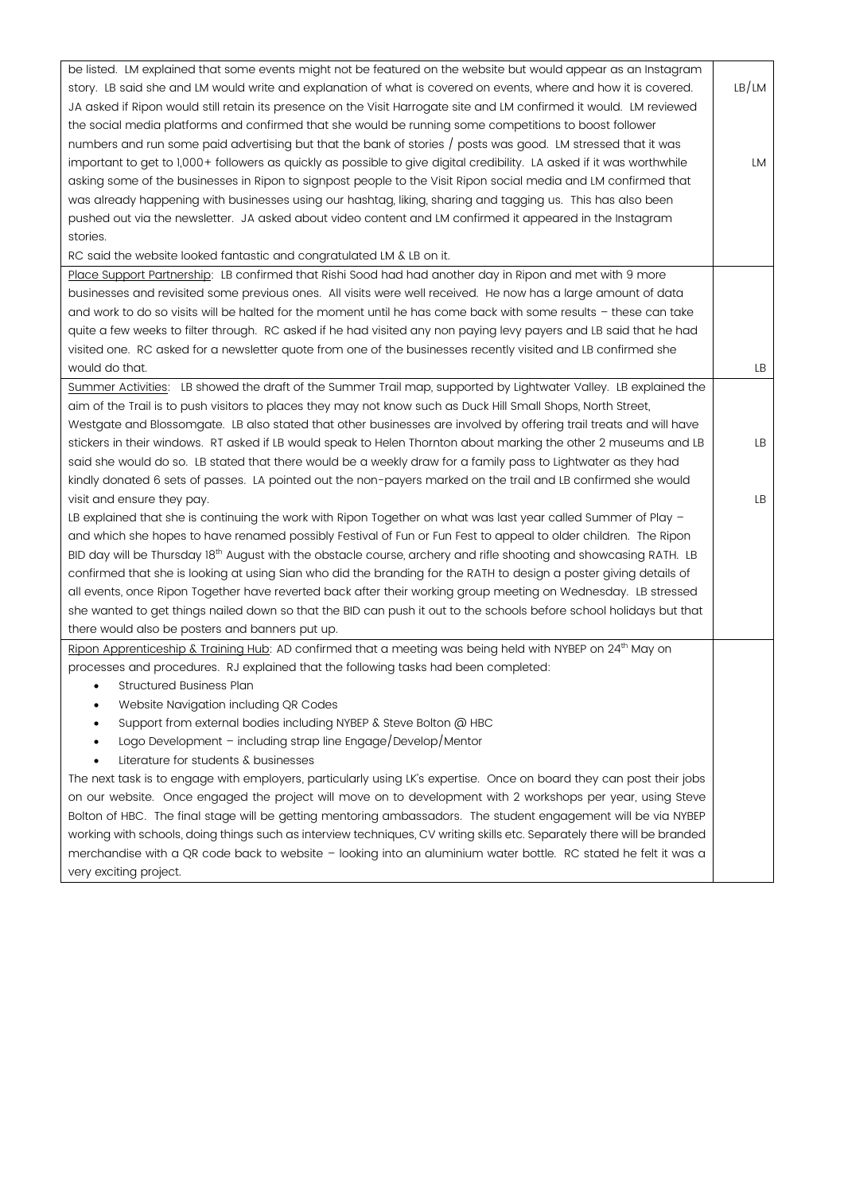| | |
|---|---|
| be listed. LM explained that some events might not be featured on the website but would appear as an Instagram story. LB said she and LM would write and explanation of what is covered on events, where and how it is covered. JA asked if Ripon would still retain its presence on the Visit Harrogate site and LM confirmed it would. LM reviewed the social media platforms and confirmed that she would be running some competitions to boost follower numbers and run some paid advertising but that the bank of stories / posts was good. LM stressed that it was important to get to 1,000+ followers as quickly as possible to give digital credibility. LA asked if it was worthwhile asking some of the businesses in Ripon to signpost people to the Visit Ripon social media and LM confirmed that was already happening with businesses using our hashtag, liking, sharing and tagging us. This has also been pushed out via the newsletter. JA asked about video content and LM confirmed it appeared in the Instagram stories.<br>RC said the website looked fantastic and congratulated LM & LB on it. | LB/LM<br><br><br><br>LM |
| Place Support Partnership: LB confirmed that Rishi Sood had had another day in Ripon and met with 9 more businesses and revisited some previous ones. All visits were well received. He now has a large amount of data and work to do so visits will be halted for the moment until he has come back with some results – these can take quite a few weeks to filter through. RC asked if he had visited any non paying levy payers and LB said that he had visited one. RC asked for a newsletter quote from one of the businesses recently visited and LB confirmed she would do that. | LB |
| Summer Activities: LB showed the draft of the Summer Trail map, supported by Lightwater Valley. LB explained the aim of the Trail is to push visitors to places they may not know such as Duck Hill Small Shops, North Street, Westgate and Blossomgate. LB also stated that other businesses are involved by offering trail treats and will have stickers in their windows. RT asked if LB would speak to Helen Thornton about marking the other 2 museums and LB said she would do so. LB stated that there would be a weekly draw for a family pass to Lightwater as they had kindly donated 6 sets of passes. LA pointed out the non-payers marked on the trail and LB confirmed she would visit and ensure they pay.<br>LB explained that she is continuing the work with Ripon Together on what was last year called Summer of Play – and which she hopes to have renamed possibly Festival of Fun or Fun Fest to appeal to older children. The Ripon BID day will be Thursday 18th August with the obstacle course, archery and rifle shooting and showcasing RATH. LB confirmed that she is looking at using Sian who did the branding for the RATH to design a poster giving details of all events, once Ripon Together have reverted back after their working group meeting on Wednesday. LB stressed she wanted to get things nailed down so that the BID can push it out to the schools before school holidays but that there would also be posters and banners put up. | <br><br><br>LB<br><br>LB |
| Ripon Apprenticeship & Training Hub: AD confirmed that a meeting was being held with NYBEP on 24th May on processes and procedures. RJ explained that the following tasks had been completed:<br>• Structured Business Plan<br>• Website Navigation including QR Codes<br>• Support from external bodies including NYBEP & Steve Bolton @ HBC<br>• Logo Development – including strap line Engage/Develop/Mentor<br>• Literature for students & businesses<br>The next task is to engage with employers, particularly using LK's expertise. Once on board they can post their jobs on our website. Once engaged the project will move on to development with 2 workshops per year, using Steve Bolton of HBC. The final stage will be getting mentoring ambassadors. The student engagement will be via NYBEP working with schools, doing things such as interview techniques, CV writing skills etc. Separately there will be branded merchandise with a QR code back to website – looking into an aluminium water bottle. RC stated he felt it was a very exciting project. | |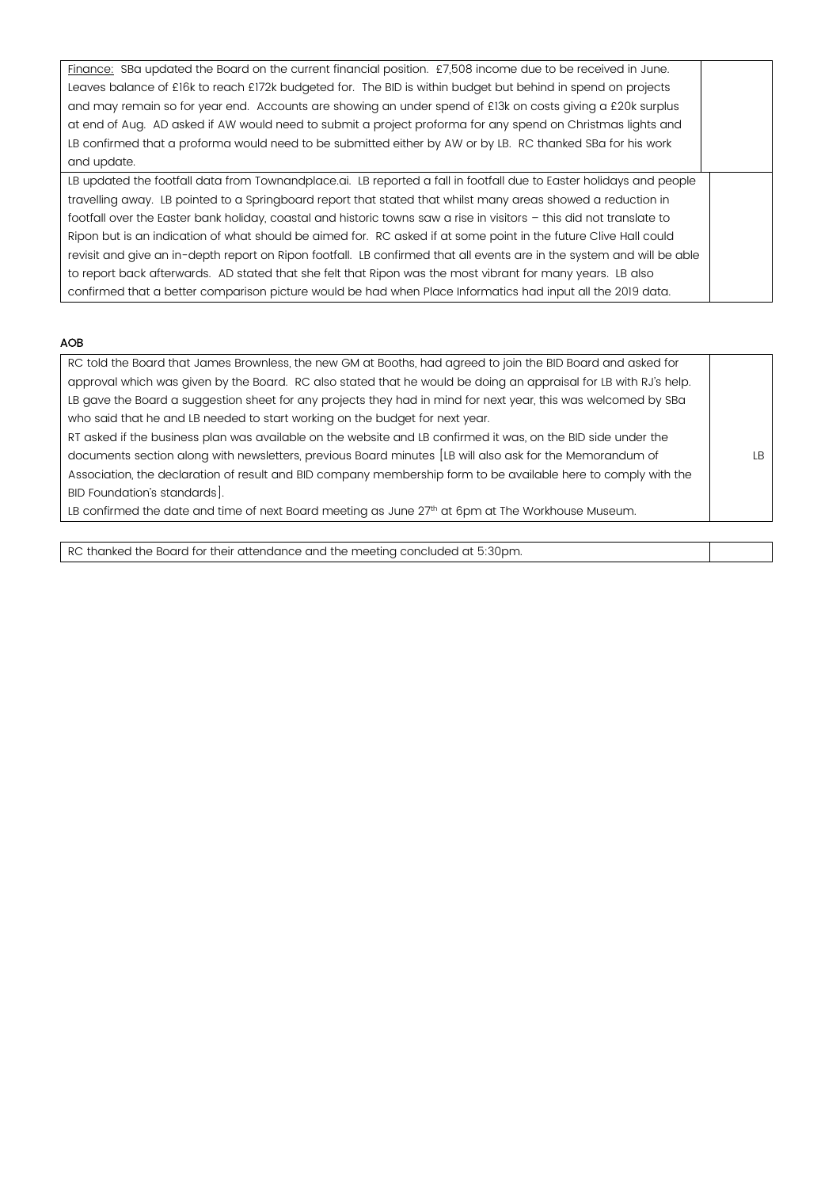| | |
|---|---|
| <u>Finance:</u> SBa updated the Board on the current financial position. £7,508 income due to be received in June. Leaves balance of £16k to reach £172k budgeted for. The BID is within budget but behind in spend on projects and may remain so for year end. Accounts are showing an under spend of £13k on costs giving a £20k surplus at end of Aug. AD asked if AW would need to submit a project proforma for any spend on Christmas lights and LB confirmed that a proforma would need to be submitted either by AW or by LB. RC thanked SBa for his work and update. | |
| LB updated the footfall data from Townandplace.ai. LB reported a fall in footfall due to Easter holidays and people travelling away. LB pointed to a Springboard report that stated that whilst many areas showed a reduction in footfall over the Easter bank holiday, coastal and historic towns saw a rise in visitors – this did not translate to Ripon but is an indication of what should be aimed for. RC asked if at some point in the future Clive Hall could revisit and give an in-depth report on Ripon footfall. LB confirmed that all events are in the system and will be able to report back afterwards. AD stated that she felt that Ripon was the most vibrant for many years. LB also confirmed that a better comparison picture would be had when Place Informatics had input all the 2019 data. | |

**AOB**

| | |
|---|---|
| RC told the Board that James Brownless, the new GM at Booths, had agreed to join the BID Board and asked for approval which was given by the Board. RC also stated that he would be doing an appraisal for LB with RJ's help.<br>LB gave the Board a suggestion sheet for any projects they had in mind for next year, this was welcomed by SBa who said that he and LB needed to start working on the budget for next year.<br>RT asked if the business plan was available on the website and LB confirmed it was, on the BID side under the documents section along with newsletters, previous Board minutes [LB will also ask for the Memorandum of Association, the declaration of result and BID company membership form to be available here to comply with the BID Foundation's standards].<br>LB confirmed the date and time of next Board meeting as June 27th at 6pm at The Workhouse Museum. | LB |

| | |
|---|---|
| RC thanked the Board for their attendance and the meeting concluded at 5:30pm. | |